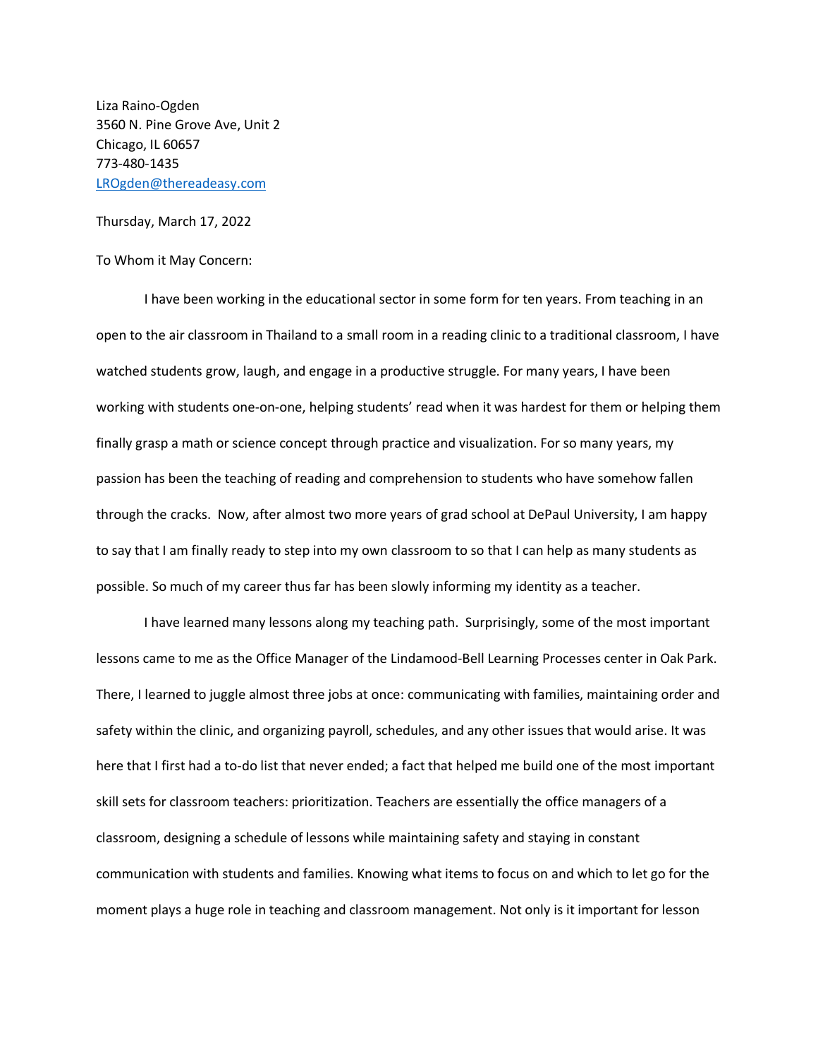Liza Raino-Ogden
3560 N. Pine Grove Ave, Unit 2
Chicago, IL 60657
773-480-1435
LROgden@thereadeasy.com

Thursday, March 17, 2022

To Whom it May Concern:

I have been working in the educational sector in some form for ten years. From teaching in an open to the air classroom in Thailand to a small room in a reading clinic to a traditional classroom, I have watched students grow, laugh, and engage in a productive struggle. For many years, I have been working with students one-on-one, helping students' read when it was hardest for them or helping them finally grasp a math or science concept through practice and visualization. For so many years, my passion has been the teaching of reading and comprehension to students who have somehow fallen through the cracks.  Now, after almost two more years of grad school at DePaul University, I am happy to say that I am finally ready to step into my own classroom to so that I can help as many students as possible. So much of my career thus far has been slowly informing my identity as a teacher.

I have learned many lessons along my teaching path.  Surprisingly, some of the most important lessons came to me as the Office Manager of the Lindamood-Bell Learning Processes center in Oak Park. There, I learned to juggle almost three jobs at once: communicating with families, maintaining order and safety within the clinic, and organizing payroll, schedules, and any other issues that would arise. It was here that I first had a to-do list that never ended; a fact that helped me build one of the most important skill sets for classroom teachers: prioritization. Teachers are essentially the office managers of a classroom, designing a schedule of lessons while maintaining safety and staying in constant communication with students and families. Knowing what items to focus on and which to let go for the moment plays a huge role in teaching and classroom management. Not only is it important for lesson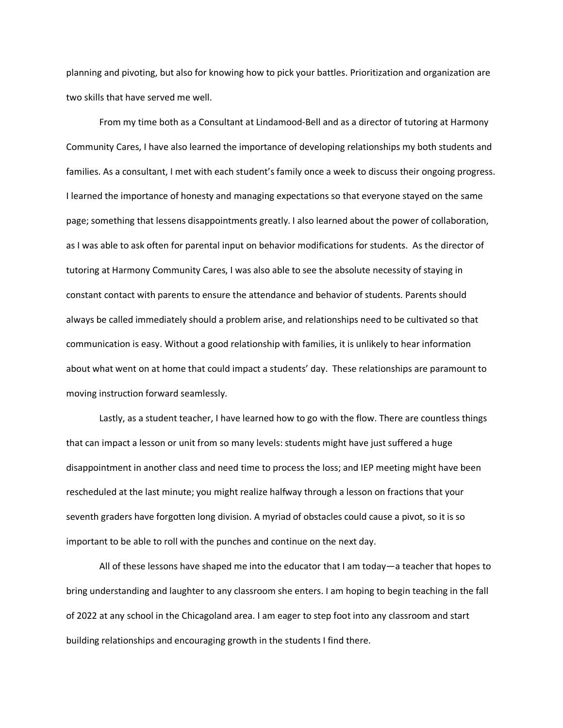planning and pivoting, but also for knowing how to pick your battles. Prioritization and organization are two skills that have served me well.

From my time both as a Consultant at Lindamood-Bell and as a director of tutoring at Harmony Community Cares, I have also learned the importance of developing relationships my both students and families. As a consultant, I met with each student's family once a week to discuss their ongoing progress. I learned the importance of honesty and managing expectations so that everyone stayed on the same page; something that lessens disappointments greatly. I also learned about the power of collaboration, as I was able to ask often for parental input on behavior modifications for students. As the director of tutoring at Harmony Community Cares, I was also able to see the absolute necessity of staying in constant contact with parents to ensure the attendance and behavior of students. Parents should always be called immediately should a problem arise, and relationships need to be cultivated so that communication is easy. Without a good relationship with families, it is unlikely to hear information about what went on at home that could impact a students' day. These relationships are paramount to moving instruction forward seamlessly.

Lastly, as a student teacher, I have learned how to go with the flow. There are countless things that can impact a lesson or unit from so many levels: students might have just suffered a huge disappointment in another class and need time to process the loss; and IEP meeting might have been rescheduled at the last minute; you might realize halfway through a lesson on fractions that your seventh graders have forgotten long division. A myriad of obstacles could cause a pivot, so it is so important to be able to roll with the punches and continue on the next day.

All of these lessons have shaped me into the educator that I am today—a teacher that hopes to bring understanding and laughter to any classroom she enters. I am hoping to begin teaching in the fall of 2022 at any school in the Chicagoland area. I am eager to step foot into any classroom and start building relationships and encouraging growth in the students I find there.